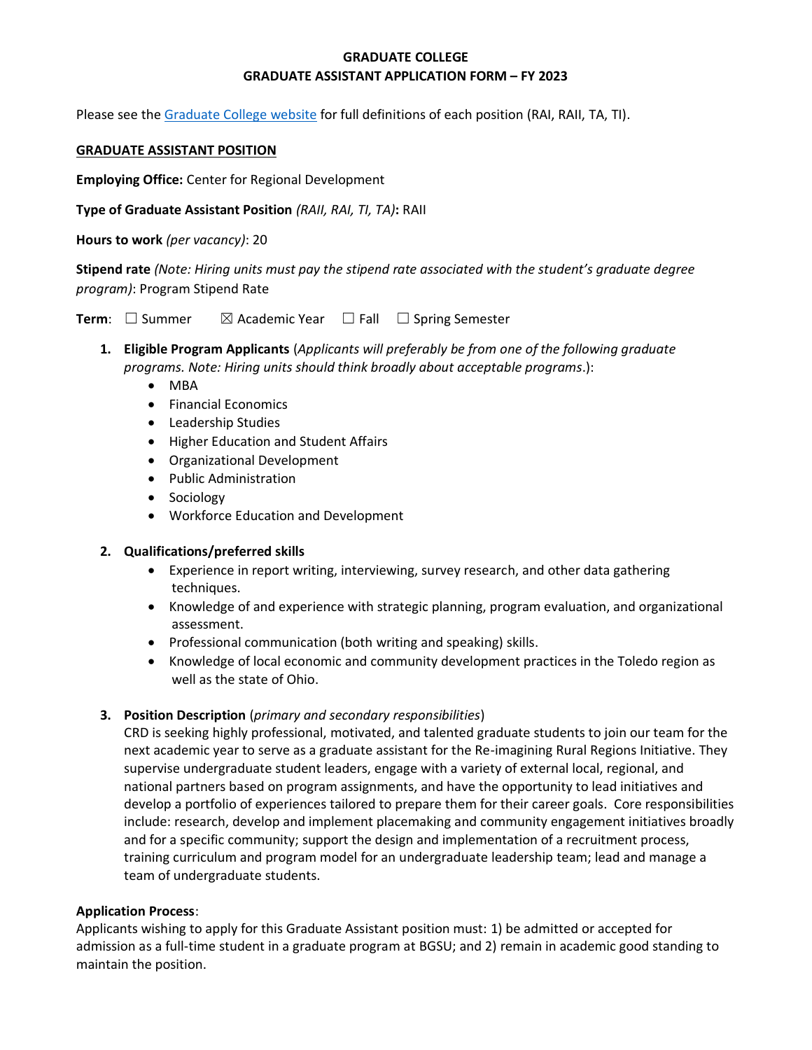**GRADUATE COLLEGE**
**GRADUATE ASSISTANT APPLICATION FORM – FY 2023**

Please see the [Graduate College website]() for full definitions of each position (RAI, RAII, TA, TI).

**GRADUATE ASSISTANT POSITION**

**Employing Office:** Center for Regional Development

**Type of Graduate Assistant Position** *(RAII, RAI, TI, TA)***:** RAII

**Hours to work** *(per vacancy)*: 20

**Stipend rate** *(Note: Hiring units must pay the stipend rate associated with the student's graduate degree program)*: Program Stipend Rate

**Term**: ☐ Summer ☒ Academic Year ☐ Fall ☐ Spring Semester

1. **Eligible Program Applicants** (*Applicants will preferably be from one of the following graduate programs. Note: Hiring units should think broadly about acceptable programs*.):
   - MBA
   - Financial Economics
   - Leadership Studies
   - Higher Education and Student Affairs
   - Organizational Development
   - Public Administration
   - Sociology
   - Workforce Education and Development

2. **Qualifications/preferred skills**
   - Experience in report writing, interviewing, survey research, and other data gathering techniques.
   - Knowledge of and experience with strategic planning, program evaluation, and organizational assessment.
   - Professional communication (both writing and speaking) skills.
   - Knowledge of local economic and community development practices in the Toledo region as well as the state of Ohio.

3. **Position Description** (*primary and secondary responsibilities*)
   CRD is seeking highly professional, motivated, and talented graduate students to join our team for the next academic year to serve as a graduate assistant for the Re-imagining Rural Regions Initiative. They supervise undergraduate student leaders, engage with a variety of external local, regional, and national partners based on program assignments, and have the opportunity to lead initiatives and develop a portfolio of experiences tailored to prepare them for their career goals. Core responsibilities include: research, develop and implement placemaking and community engagement initiatives broadly and for a specific community; support the design and implementation of a recruitment process, training curriculum and program model for an undergraduate leadership team; lead and manage a team of undergraduate students.

**Application Process**:
Applicants wishing to apply for this Graduate Assistant position must: 1) be admitted or accepted for admission as a full-time student in a graduate program at BGSU; and 2) remain in academic good standing to maintain the position.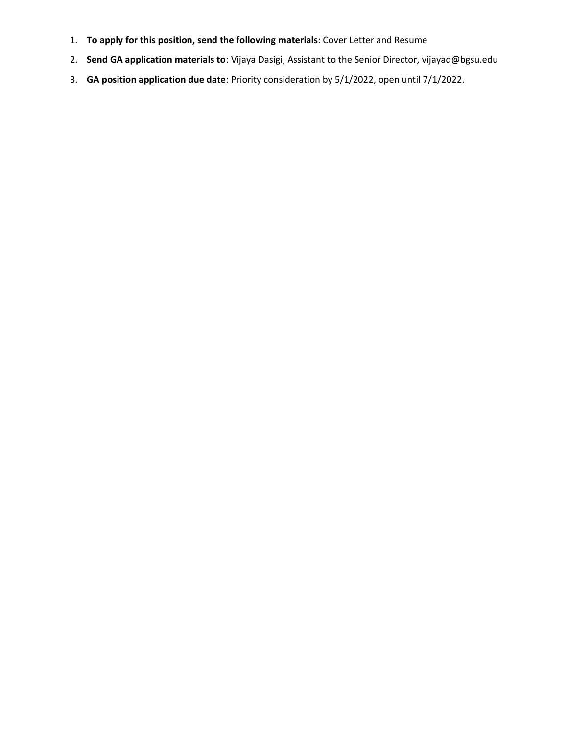1. **To apply for this position, send the following materials**: Cover Letter and Resume
2. **Send GA application materials to**: Vijaya Dasigi, Assistant to the Senior Director, vijayad@bgsu.edu
3. **GA position application due date**: Priority consideration by 5/1/2022, open until 7/1/2022.